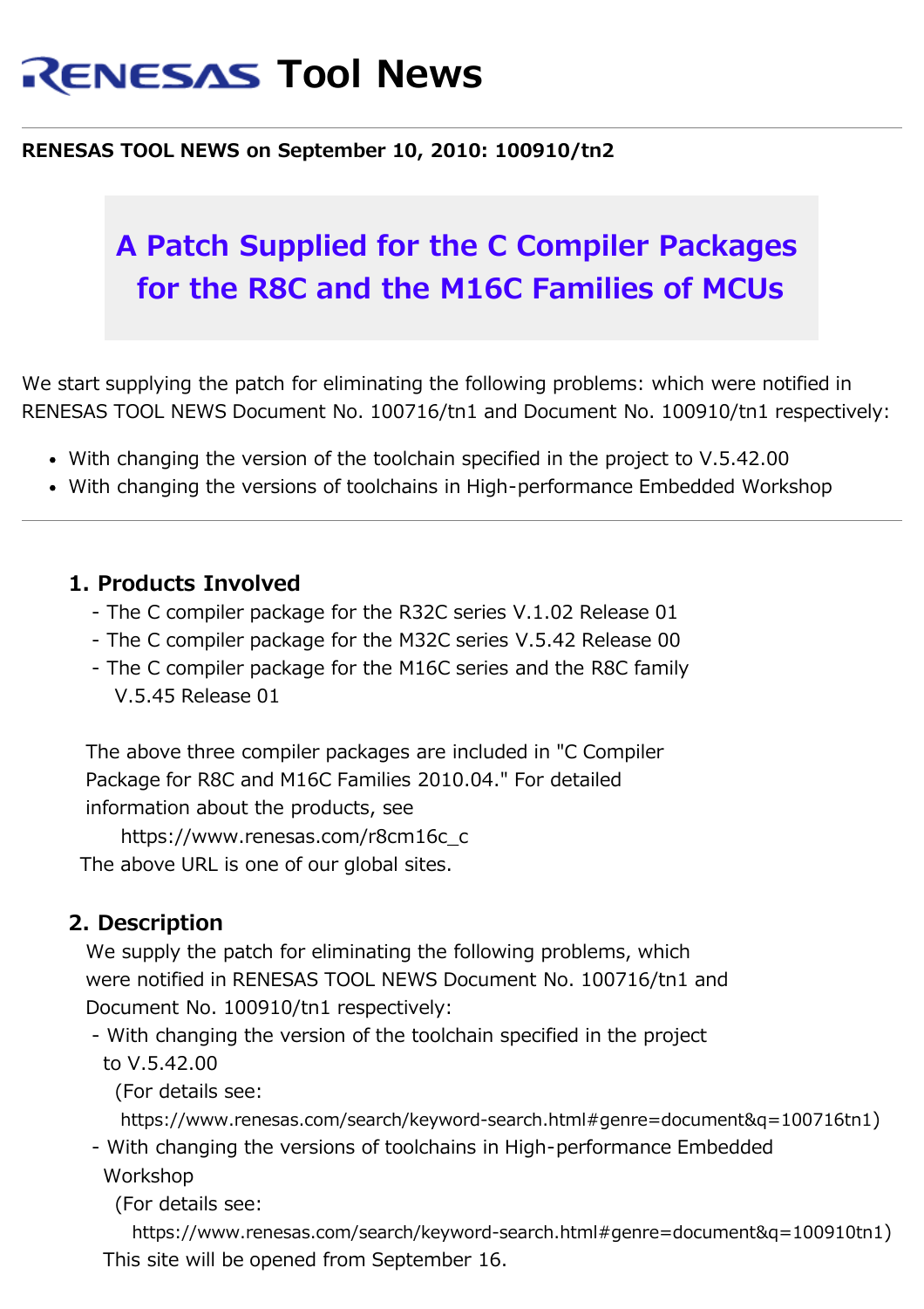# RENESAS Tool News

**RENESAS TOOL NEWS on September 10, 2010: 100910/tn2**

## A Patch Supplied for the C Compiler Packages for the R8C and the M16C Families of MCUs

We start supplying the patch for eliminating the following problems: which were notified in RENESAS TOOL NEWS Document No. 100716/tn1 and Document No. 100910/tn1 respectively:

- With changing the version of the toolchain specified in the project to V.5.42.00
- With changing the versions of toolchains in High-performance Embedded Workshop

---

### 1. Products Involved

- The C compiler package for the R32C series V.1.02 Release 01
- The C compiler package for the M32C series V.5.42 Release 00
- The C compiler package for the M16C series and the R8C family V.5.45 Release 01

The above three compiler packages are included in "C Compiler Package for R8C and M16C Families 2010.04." For detailed information about the products, see
https://www.renesas.com/r8cm16c_c
The above URL is one of our global sites.

### 2. Description

We supply the patch for eliminating the following problems, which were notified in RENESAS TOOL NEWS Document No. 100716/tn1 and Document No. 100910/tn1 respectively:

- With changing the version of the toolchain specified in the project to V.5.42.00
  (For details see:
  https://www.renesas.com/search/keyword-search.html#genre=document&q=100716tn1)
- With changing the versions of toolchains in High-performance Embedded Workshop
  (For details see:
  https://www.renesas.com/search/keyword-search.html#genre=document&q=100910tn1)
  This site will be opened from September 16.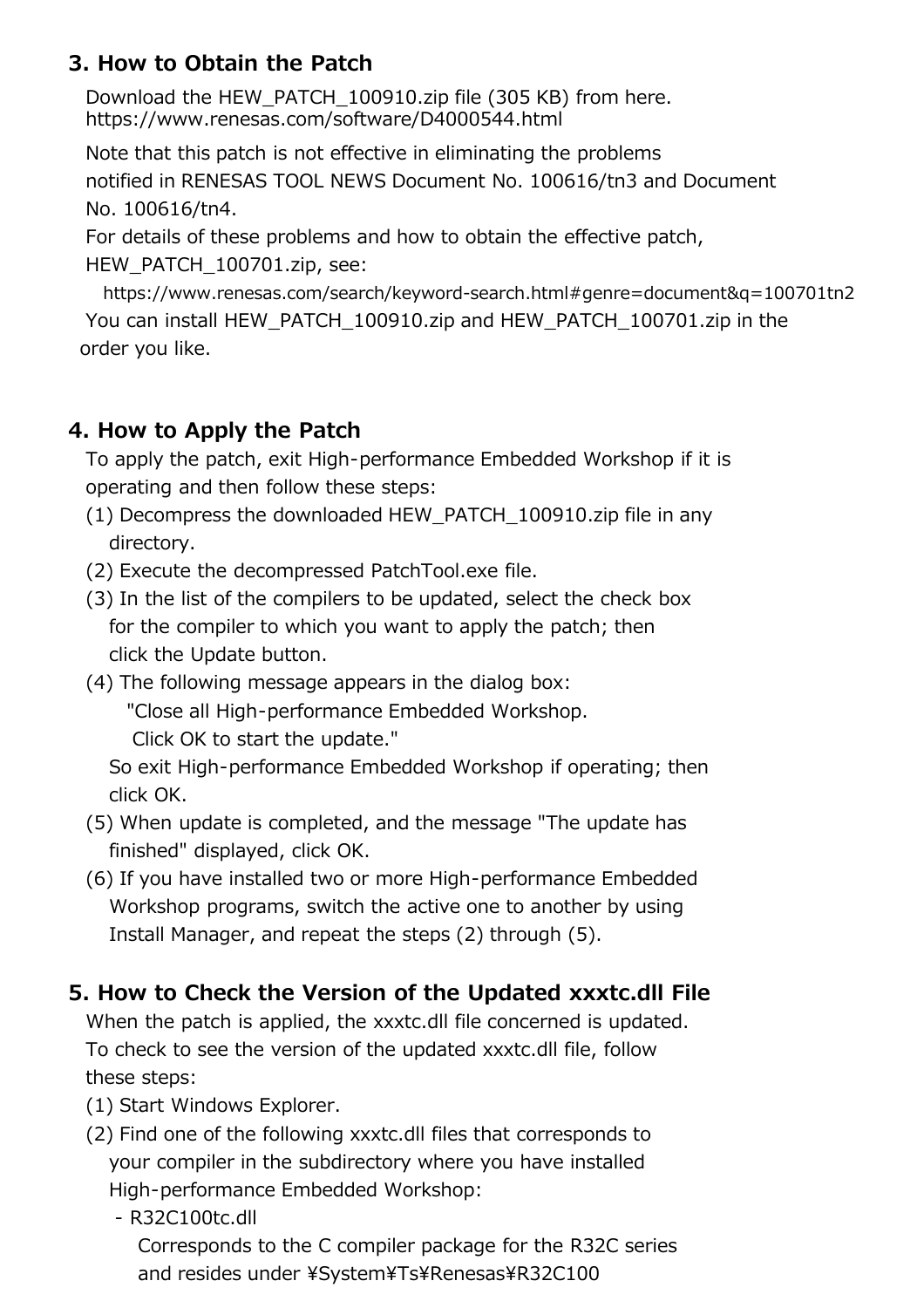## 3. How to Obtain the Patch

Download the HEW_PATCH_100910.zip file (305 KB) from here.
https://www.renesas.com/software/D4000544.html

Note that this patch is not effective in eliminating the problems notified in RENESAS TOOL NEWS Document No. 100616/tn3 and Document No. 100616/tn4.
For details of these problems and how to obtain the effective patch, HEW_PATCH_100701.zip, see:
https://www.renesas.com/search/keyword-search.html#genre=document&q=100701tn2
You can install HEW_PATCH_100910.zip and HEW_PATCH_100701.zip in the order you like.

## 4. How to Apply the Patch

To apply the patch, exit High-performance Embedded Workshop if it is operating and then follow these steps:

(1) Decompress the downloaded HEW_PATCH_100910.zip file in any directory.
(2) Execute the decompressed PatchTool.exe file.
(3) In the list of the compilers to be updated, select the check box for the compiler to which you want to apply the patch; then click the Update button.
(4) The following message appears in the dialog box:
    "Close all High-performance Embedded Workshop.
    Click OK to start the update."
    So exit High-performance Embedded Workshop if operating; then click OK.
(5) When update is completed, and the message "The update has finished" displayed, click OK.
(6) If you have installed two or more High-performance Embedded Workshop programs, switch the active one to another by using Install Manager, and repeat the steps (2) through (5).

## 5. How to Check the Version of the Updated xxxtc.dll File

When the patch is applied, the xxxtc.dll file concerned is updated.
To check to see the version of the updated xxxtc.dll file, follow these steps:

(1) Start Windows Explorer.
(2) Find one of the following xxxtc.dll files that corresponds to your compiler in the subdirectory where you have installed High-performance Embedded Workshop:
    - R32C100tc.dll
      Corresponds to the C compiler package for the R32C series and resides under ¥System¥Ts¥Renesas¥R32C100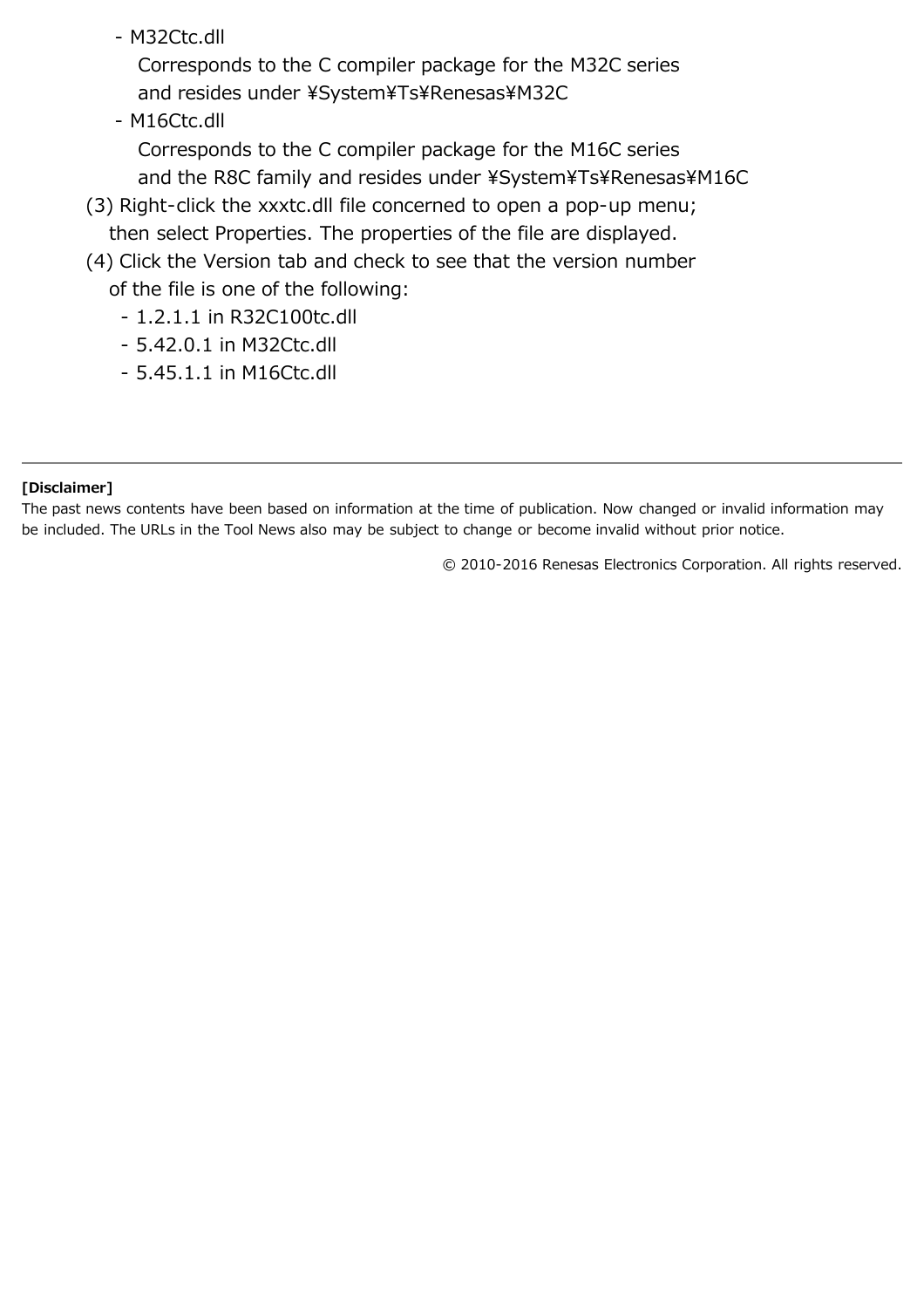- M32Ctc.dll
  Corresponds to the C compiler package for the M32C series and resides under ¥System¥Ts¥Renesas¥M32C
- M16Ctc.dll
  Corresponds to the C compiler package for the M16C series and the R8C family and resides under ¥System¥Ts¥Renesas¥M16C

(3) Right-click the xxxtc.dll file concerned to open a pop-up menu; then select Properties. The properties of the file are displayed.

(4) Click the Version tab and check to see that the version number of the file is one of the following:
  - 1.2.1.1 in R32C100tc.dll
  - 5.42.0.1 in M32Ctc.dll
  - 5.45.1.1 in M16Ctc.dll

---

**[Disclaimer]**

The past news contents have been based on information at the time of publication. Now changed or invalid information may be included. The URLs in the Tool News also may be subject to change or become invalid without prior notice.

© 2010-2016 Renesas Electronics Corporation. All rights reserved.